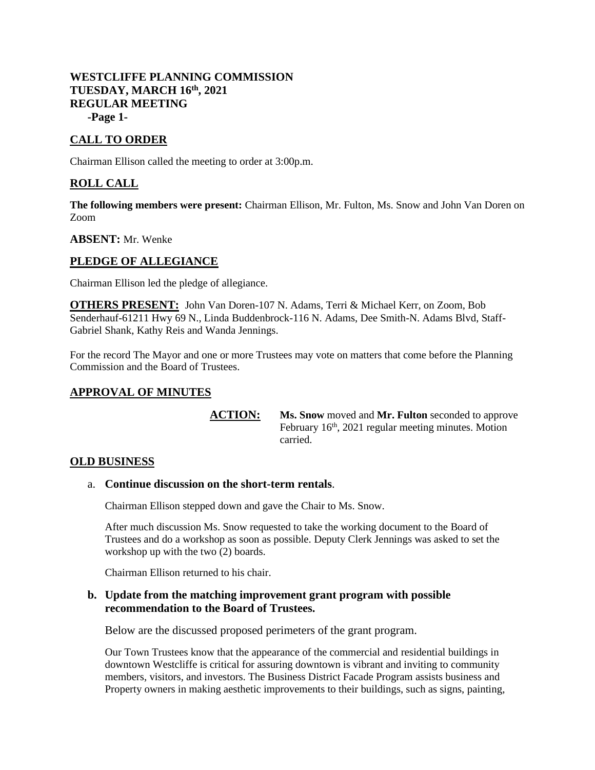**WESTCLIFFE PLANNING COMMISSION**
**TUESDAY, MARCH 16th, 2021**
**REGULAR MEETING**
**-Page 1-**

## CALL TO ORDER

Chairman Ellison called the meeting to order at 3:00p.m.

## ROLL CALL

**The following members were present:** Chairman Ellison, Mr. Fulton, Ms. Snow and John Van Doren on Zoom

**ABSENT:** Mr. Wenke

## PLEDGE OF ALLEGIANCE

Chairman Ellison led the pledge of allegiance.

**OTHERS PRESENT:** John Van Doren-107 N. Adams, Terri & Michael Kerr, on Zoom, Bob Senderhauf-61211 Hwy 69 N., Linda Buddenbrock-116 N. Adams, Dee Smith-N. Adams Blvd, Staff-Gabriel Shank, Kathy Reis and Wanda Jennings.

For the record The Mayor and one or more Trustees may vote on matters that come before the Planning Commission and the Board of Trustees.

## APPROVAL OF MINUTES

**ACTION:** **Ms. Snow** moved and **Mr. Fulton** seconded to approve February 16th, 2021 regular meeting minutes. Motion carried.

## OLD BUSINESS

a. **Continue discussion on the short-term rentals**.

Chairman Ellison stepped down and gave the Chair to Ms. Snow.

After much discussion Ms. Snow requested to take the working document to the Board of Trustees and do a workshop as soon as possible. Deputy Clerk Jennings was asked to set the workshop up with the two (2) boards.

Chairman Ellison returned to his chair.

**b. Update from the matching improvement grant program with possible recommendation to the Board of Trustees.**

Below are the discussed proposed perimeters of the grant program.

Our Town Trustees know that the appearance of the commercial and residential buildings in downtown Westcliffe is critical for assuring downtown is vibrant and inviting to community members, visitors, and investors. The Business District Facade Program assists business and Property owners in making aesthetic improvements to their buildings, such as signs, painting,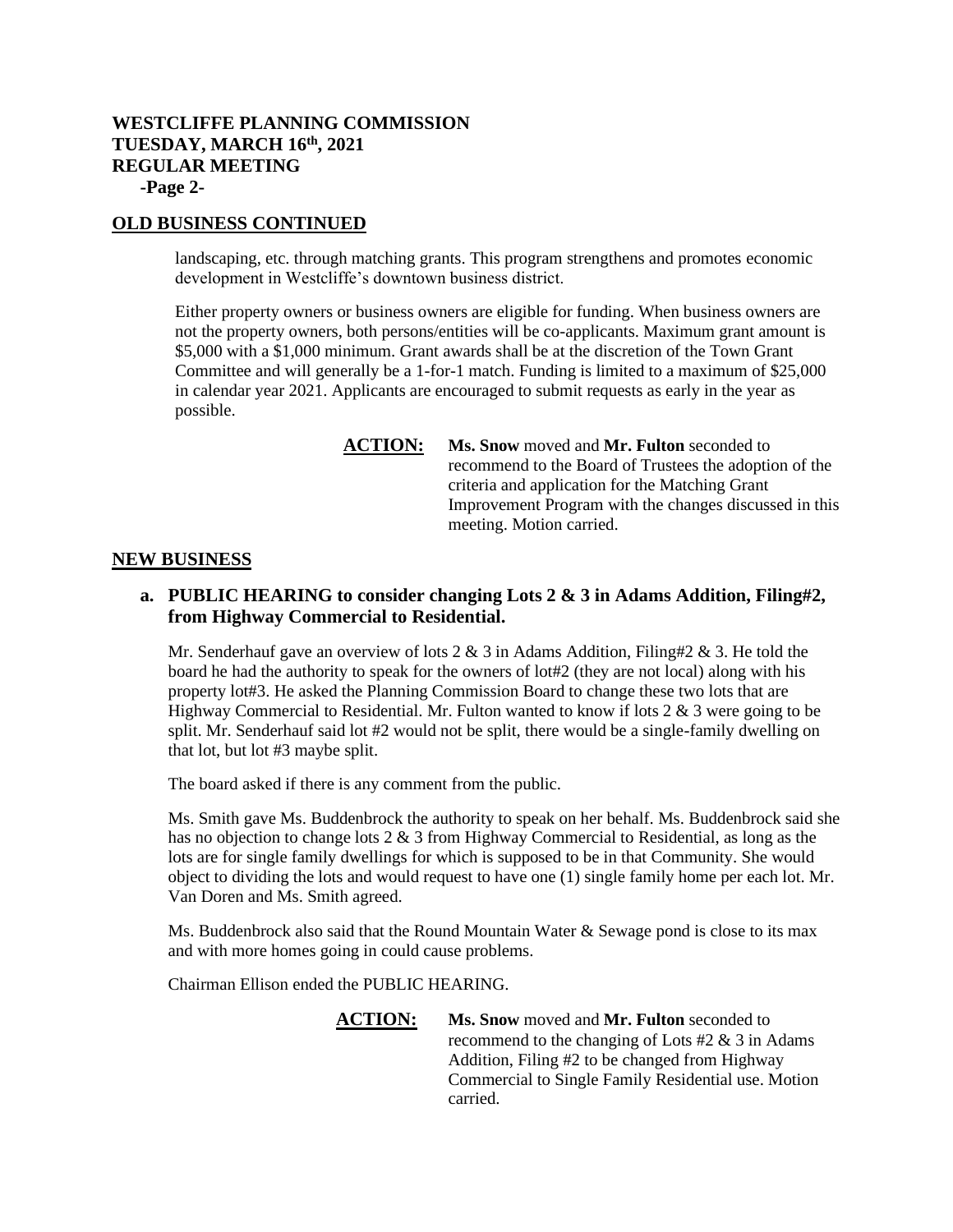# WESTCLIFFE PLANNING COMMISSION
# TUESDAY, MARCH 16th, 2021
# REGULAR MEETING
**-Page 2-**

## OLD BUSINESS CONTINUED

landscaping, etc. through matching grants. This program strengthens and promotes economic development in Westcliffe's downtown business district.

Either property owners or business owners are eligible for funding. When business owners are not the property owners, both persons/entities will be co-applicants. Maximum grant amount is $5,000 with a $1,000 minimum. Grant awards shall be at the discretion of the Town Grant Committee and will generally be a 1-for-1 match. Funding is limited to a maximum of $25,000 in calendar year 2021. Applicants are encouraged to submit requests as early in the year as possible.

**ACTION:** **Ms. Snow** moved and **Mr. Fulton** seconded to recommend to the Board of Trustees the adoption of the criteria and application for the Matching Grant Improvement Program with the changes discussed in this meeting. Motion carried.

## NEW BUSINESS

### a. PUBLIC HEARING to consider changing Lots 2 & 3 in Adams Addition, Filing#2, from Highway Commercial to Residential.

Mr. Senderhauf gave an overview of lots 2 & 3 in Adams Addition, Filing#2 & 3. He told the board he had the authority to speak for the owners of lot#2 (they are not local) along with his property lot#3. He asked the Planning Commission Board to change these two lots that are Highway Commercial to Residential. Mr. Fulton wanted to know if lots 2 & 3 were going to be split. Mr. Senderhauf said lot #2 would not be split, there would be a single-family dwelling on that lot, but lot #3 maybe split.

The board asked if there is any comment from the public.

Ms. Smith gave Ms. Buddenbrock the authority to speak on her behalf. Ms. Buddenbrock said she has no objection to change lots 2 & 3 from Highway Commercial to Residential, as long as the lots are for single family dwellings for which is supposed to be in that Community. She would object to dividing the lots and would request to have one (1) single family home per each lot. Mr. Van Doren and Ms. Smith agreed.

Ms. Buddenbrock also said that the Round Mountain Water & Sewage pond is close to its max and with more homes going in could cause problems.

Chairman Ellison ended the PUBLIC HEARING.

**ACTION:** **Ms. Snow** moved and **Mr. Fulton** seconded to recommend to the changing of Lots #2 & 3 in Adams Addition, Filing #2 to be changed from Highway Commercial to Single Family Residential use. Motion carried.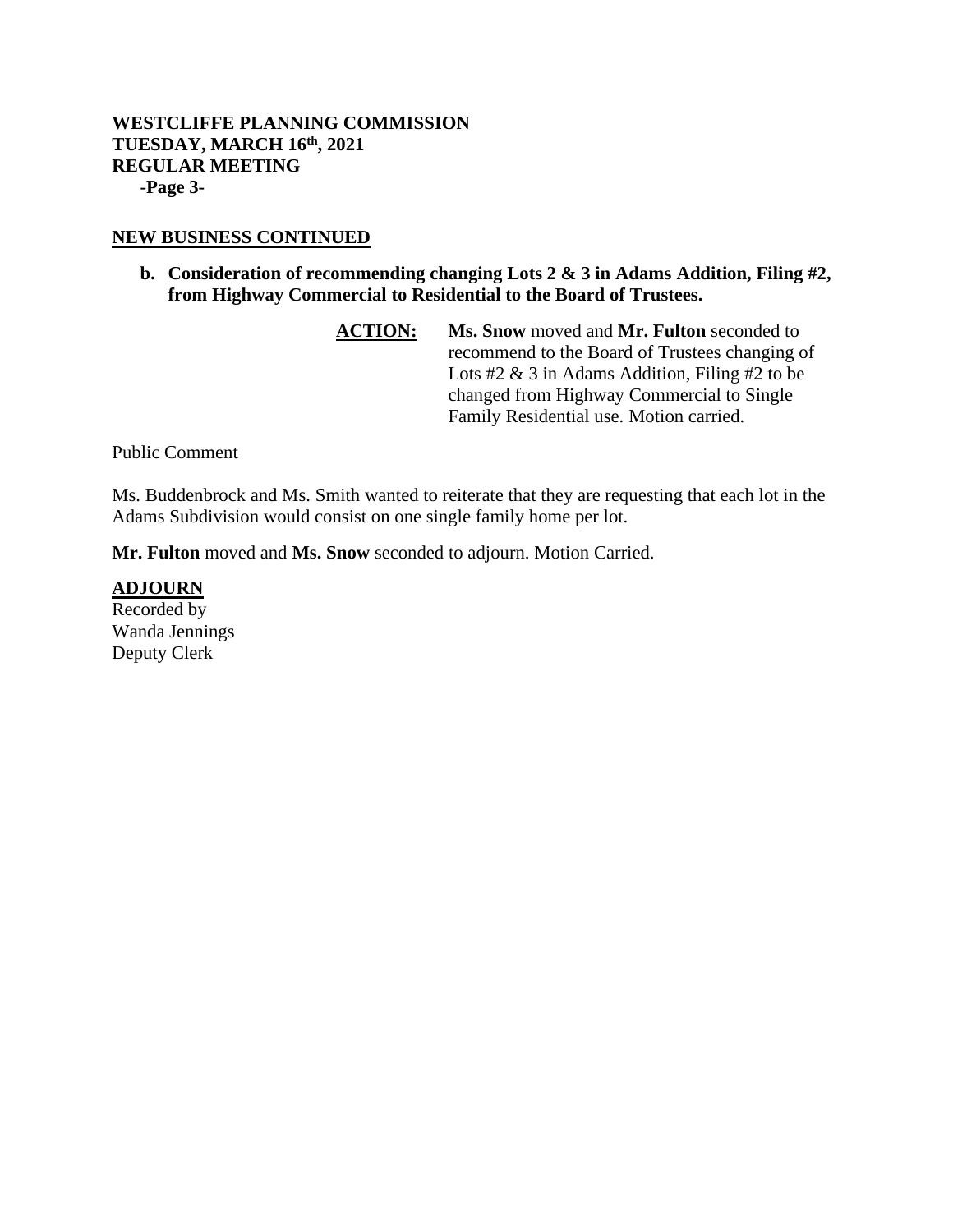**WESTCLIFFE PLANNING COMMISSION**
**TUESDAY, MARCH 16th, 2021**
**REGULAR MEETING**
**-Page 3-**

## NEW BUSINESS CONTINUED

**b. Consideration of recommending changing Lots 2 & 3 in Adams Addition, Filing #2, from Highway Commercial to Residential to the Board of Trustees.**

**ACTION:** **Ms. Snow** moved and **Mr. Fulton** seconded to recommend to the Board of Trustees changing of Lots #2 & 3 in Adams Addition, Filing #2 to be changed from Highway Commercial to Single Family Residential use. Motion carried.

Public Comment

Ms. Buddenbrock and Ms. Smith wanted to reiterate that they are requesting that each lot in the Adams Subdivision would consist on one single family home per lot.

**Mr. Fulton** moved and **Ms. Snow** seconded to adjourn. Motion Carried.

## ADJOURN

Recorded by
Wanda Jennings
Deputy Clerk